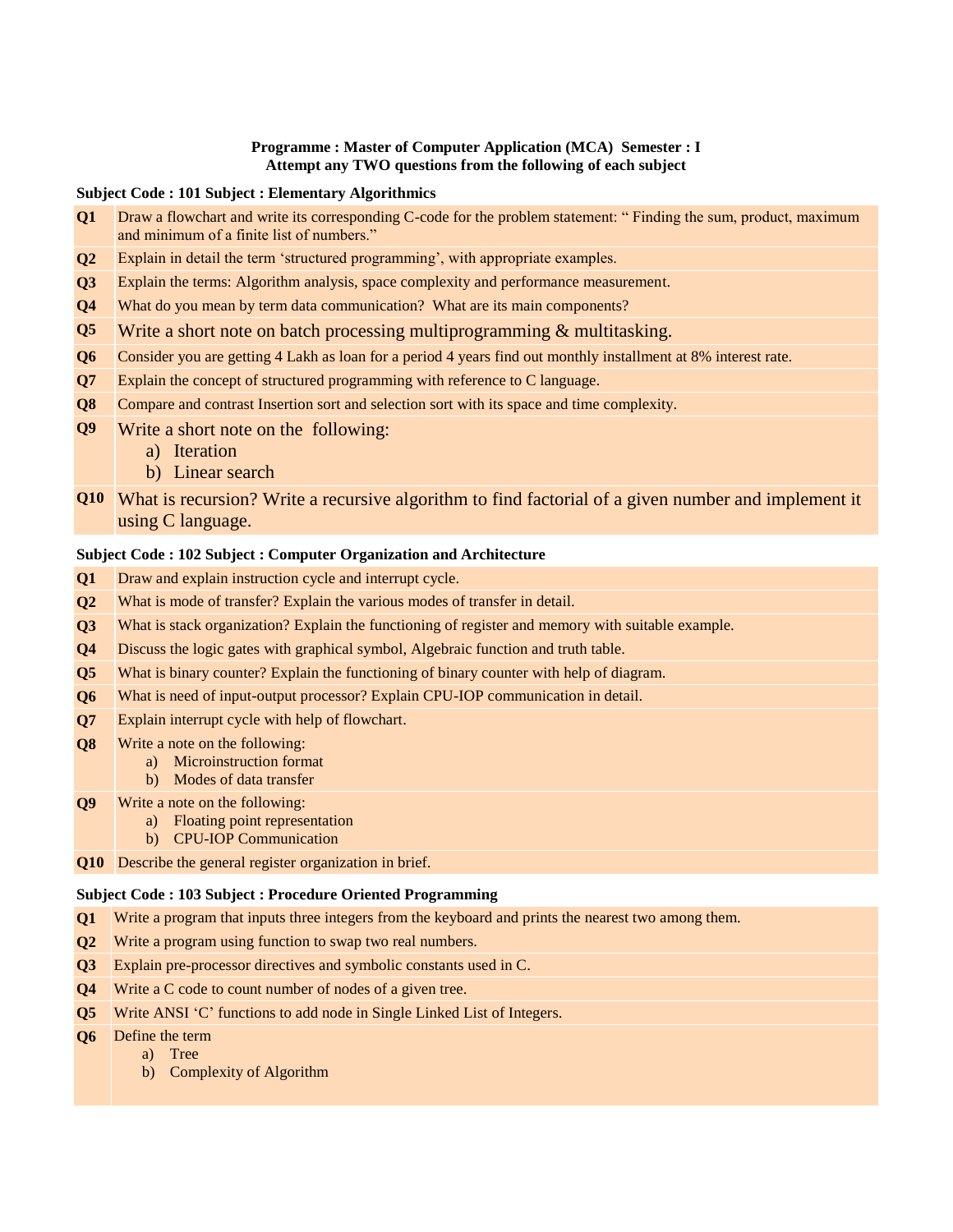**Programme : Master of Computer Application (MCA) Semester : I**
**Attempt any TWO questions from the following of each subject**

**Subject Code : 101 Subject : Elementary Algorithmics**

| | |
|---|---|
| **Q1** | Draw a flowchart and write its corresponding C-code for the problem statement: " Finding the sum, product, maximum and minimum of a finite list of numbers." |
| **Q2** | Explain in detail the term 'structured programming', with appropriate examples. |
| **Q3** | Explain the terms: Algorithm analysis, space complexity and performance measurement. |
| **Q4** | What do you mean by term data communication? What are its main components? |
| **Q5** | Write a short note on batch processing multiprogramming & multitasking. |
| **Q6** | Consider you are getting 4 Lakh as loan for a period 4 years find out monthly installment at 8% interest rate. |
| **Q7** | Explain the concept of structured programming with reference to C language. |
| **Q8** | Compare and contrast Insertion sort and selection sort with its space and time complexity. |
| **Q9** | Write a short note on the following: a) Iteration b) Linear search |
| **Q10** | What is recursion? Write a recursive algorithm to find factorial of a given number and implement it using C language. |

**Subject Code : 102 Subject : Computer Organization and Architecture**

| | |
|---|---|
| **Q1** | Draw and explain instruction cycle and interrupt cycle. |
| **Q2** | What is mode of transfer? Explain the various modes of transfer in detail. |
| **Q3** | What is stack organization? Explain the functioning of register and memory with suitable example. |
| **Q4** | Discuss the logic gates with graphical symbol, Algebraic function and truth table. |
| **Q5** | What is binary counter? Explain the functioning of binary counter with help of diagram. |
| **Q6** | What is need of input-output processor? Explain CPU-IOP communication in detail. |
| **Q7** | Explain interrupt cycle with help of flowchart. |
| **Q8** | Write a note on the following: a) Microinstruction format b) Modes of data transfer |
| **Q9** | Write a note on the following: a) Floating point representation b) CPU-IOP Communication |
| **Q10** | Describe the general register organization in brief. |

**Subject Code : 103 Subject : Procedure Oriented Programming**

| | |
|---|---|
| **Q1** | Write a program that inputs three integers from the keyboard and prints the nearest two among them. |
| **Q2** | Write a program using function to swap two real numbers. |
| **Q3** | Explain pre-processor directives and symbolic constants used in C. |
| **Q4** | Write a C code to count number of nodes of a given tree. |
| **Q5** | Write ANSI 'C' functions to add node in Single Linked List of Integers. |
| **Q6** | Define the term a) Tree b) Complexity of Algorithm |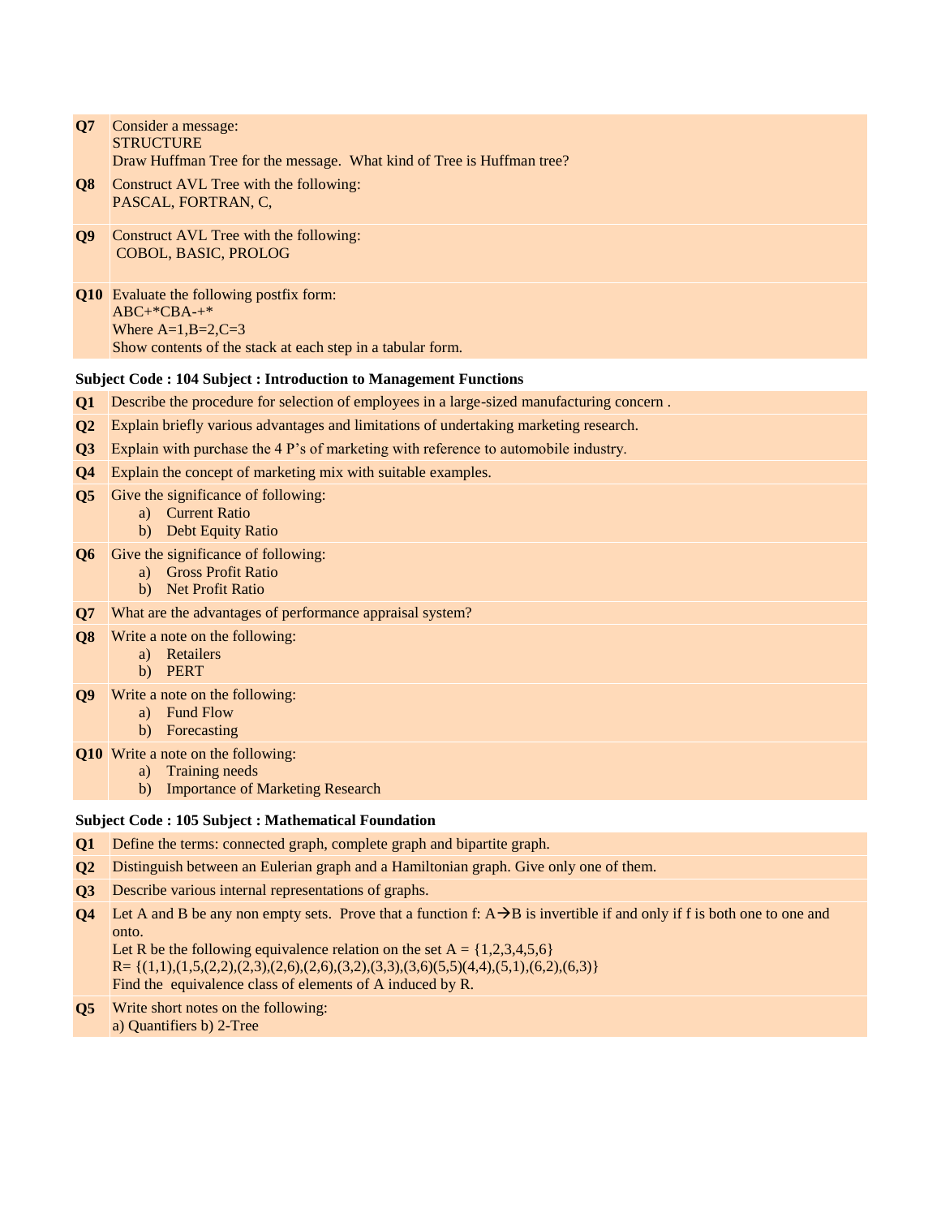| | |
|---|---|
| **Q7** | Consider a message:<br>STRUCTURE<br>Draw Huffman Tree for the message. What kind of Tree is Huffman tree? |
| **Q8** | Construct AVL Tree with the following:<br>PASCAL, FORTRAN, C, |
| **Q9** | Construct AVL Tree with the following:<br>COBOL, BASIC, PROLOG |
| **Q10** | Evaluate the following postfix form:<br>ABC+*CBA-+*<br>Where A=1,B=2,C=3<br>Show contents of the stack at each step in a tabular form. |

**Subject Code : 104 Subject : Introduction to Management Functions**

| | |
|---|---|
| **Q1** | Describe the procedure for selection of employees in a large-sized manufacturing concern . |
| **Q2** | Explain briefly various advantages and limitations of undertaking marketing research. |
| **Q3** | Explain with purchase the 4 P's of marketing with reference to automobile industry. |
| **Q4** | Explain the concept of marketing mix with suitable examples. |
| **Q5** | Give the significance of following:<br>a) Current Ratio<br>b) Debt Equity Ratio |
| **Q6** | Give the significance of following:<br>a) Gross Profit Ratio<br>b) Net Profit Ratio |
| **Q7** | What are the advantages of performance appraisal system? |
| **Q8** | Write a note on the following:<br>a) Retailers<br>b) PERT |
| **Q9** | Write a note on the following:<br>a) Fund Flow<br>b) Forecasting |
| **Q10** | Write a note on the following:<br>a) Training needs<br>b) Importance of Marketing Research |

**Subject Code : 105 Subject : Mathematical Foundation**

| | |
|---|---|
| **Q1** | Define the terms: connected graph, complete graph and bipartite graph. |
| **Q2** | Distinguish between an Eulerian graph and a Hamiltonian graph. Give only one of them. |
| **Q3** | Describe various internal representations of graphs. |
| **Q4** | Let A and B be any non empty sets. Prove that a function f: A→B is invertible if and only if f is both one to one and onto.<br>Let R be the following equivalence relation on the set A = {1,2,3,4,5,6}<br>R= {(1,1),(1,5,(2,2),(2,3),(2,6),(2,6),(3,2),(3,3),(3,6)(5,5)(4,4),(5,1),(6,2),(6,3)}<br>Find the equivalence class of elements of A induced by R. |
| **Q5** | Write short notes on the following:<br>a) Quantifiers b) 2-Tree |